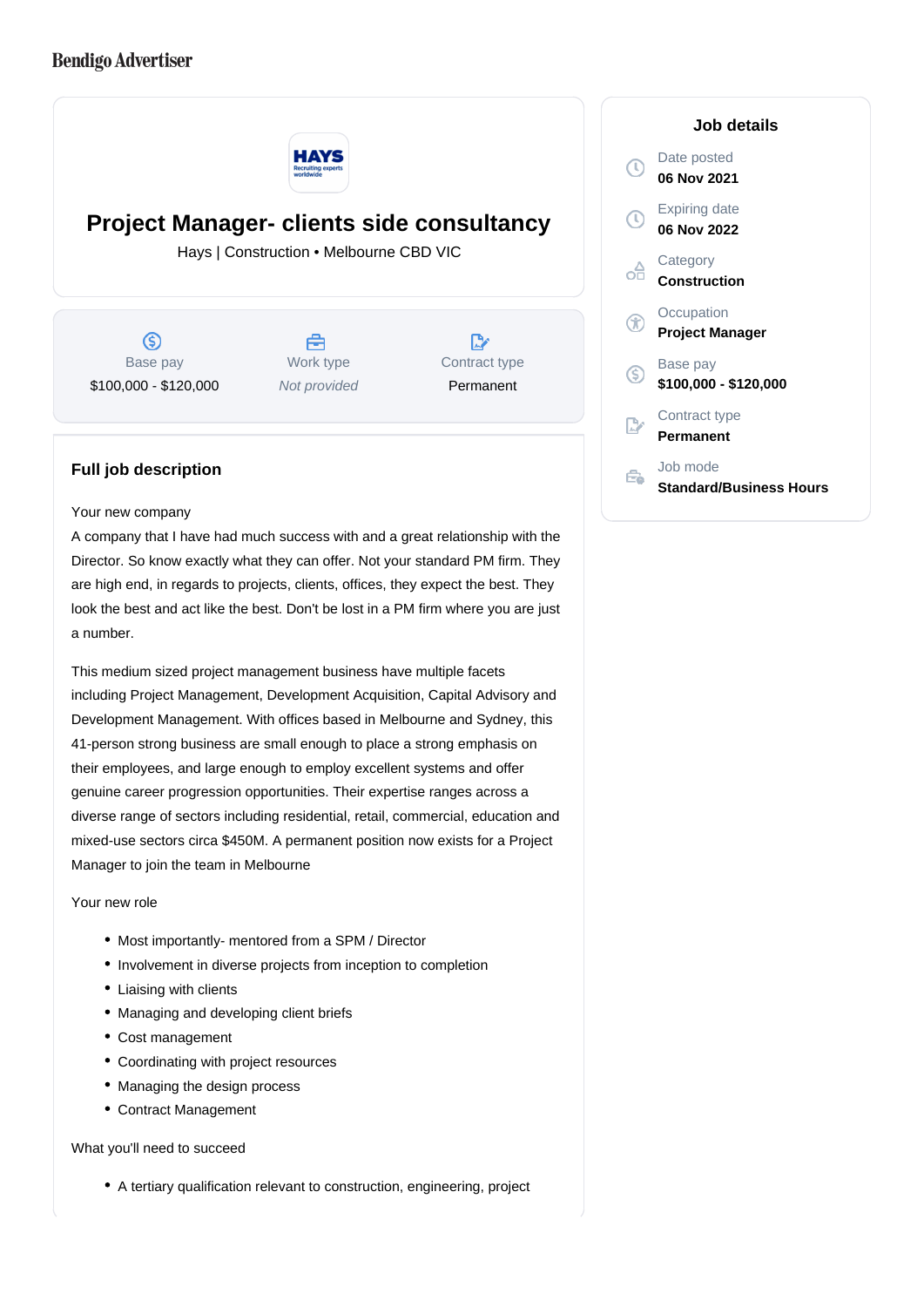Bendigo Advertiser

# Project Manager- clients side consultancy

Hays | Construction • Melbourne CBD VIC

| Base pay | Work type | Contract type |
|---|---|---|
| $100,000 - $120,000 | *Not provided* | Permanent |

## Job details

Date posted
**06 Nov 2021**

Expiring date
**06 Nov 2022**

Category
**Construction**

Occupation
**Project Manager**

Base pay
**$100,000 - $120,000**

Contract type
**Permanent**

Job mode
**Standard/Business Hours**

## Full job description

Your new company

A company that I have had much success with and a great relationship with the Director. So know exactly what they can offer. Not your standard PM firm. They are high end, in regards to projects, clients, offices, they expect the best. They look the best and act like the best. Don't be lost in a PM firm where you are just a number.

This medium sized project management business have multiple facets including Project Management, Development Acquisition, Capital Advisory and Development Management. With offices based in Melbourne and Sydney, this 41-person strong business are small enough to place a strong emphasis on their employees, and large enough to employ excellent systems and offer genuine career progression opportunities. Their expertise ranges across a diverse range of sectors including residential, retail, commercial, education and mixed-use sectors circa $450M. A permanent position now exists for a Project Manager to join the team in Melbourne

Your new role

- Most importantly- mentored from a SPM / Director
- Involvement in diverse projects from inception to completion
- Liaising with clients
- Managing and developing client briefs
- Cost management
- Coordinating with project resources
- Managing the design process
- Contract Management

What you'll need to succeed

- A tertiary qualification relevant to construction, engineering, project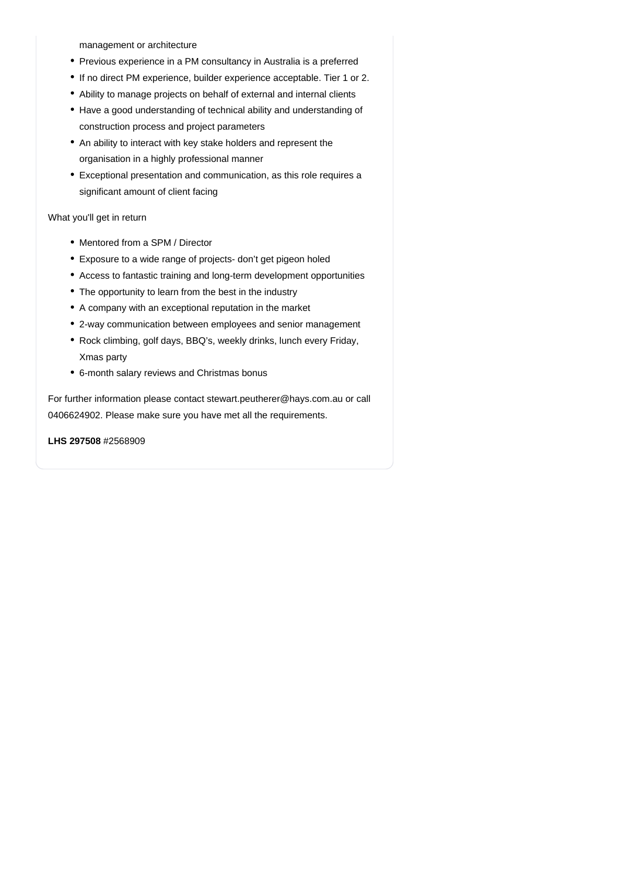management or architecture
- Previous experience in a PM consultancy in Australia is a preferred
- If no direct PM experience, builder experience acceptable. Tier 1 or 2.
- Ability to manage projects on behalf of external and internal clients
- Have a good understanding of technical ability and understanding of construction process and project parameters
- An ability to interact with key stake holders and represent the organisation in a highly professional manner
- Exceptional presentation and communication, as this role requires a significant amount of client facing

What you'll get in return

- Mentored from a SPM / Director
- Exposure to a wide range of projects- don't get pigeon holed
- Access to fantastic training and long-term development opportunities
- The opportunity to learn from the best in the industry
- A company with an exceptional reputation in the market
- 2-way communication between employees and senior management
- Rock climbing, golf days, BBQ's, weekly drinks, lunch every Friday, Xmas party
- 6-month salary reviews and Christmas bonus

For further information please contact stewart.peutherer@hays.com.au or call 0406624902. Please make sure you have met all the requirements.

**LHS 297508** #2568909